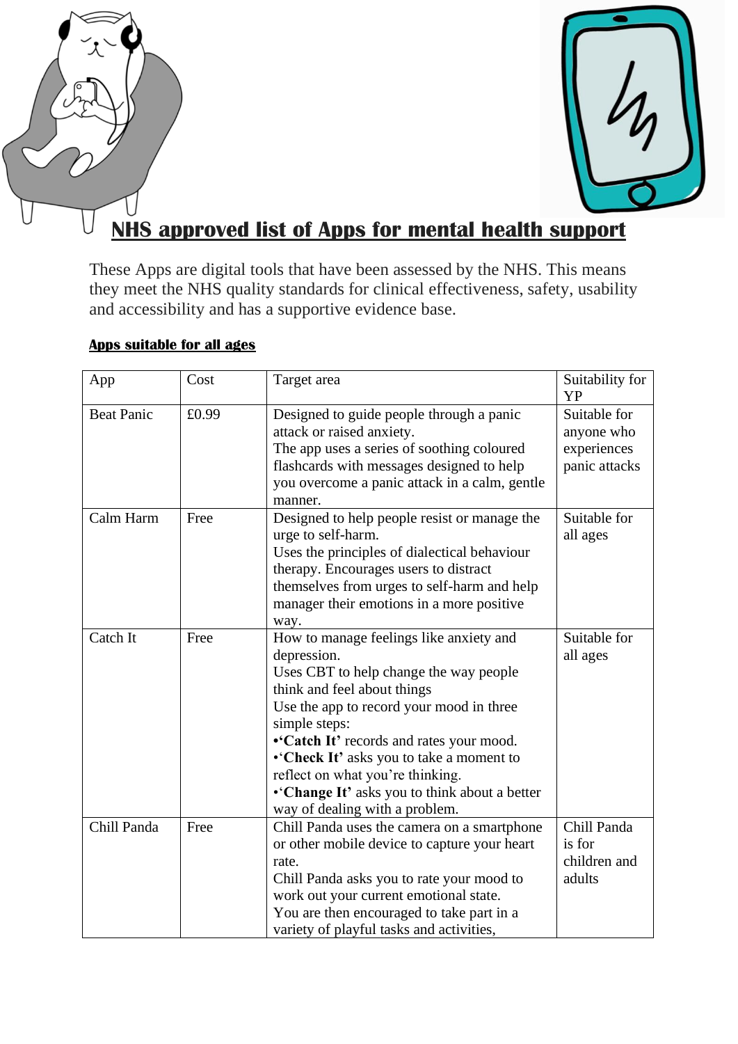# NHS approved list of Apps for mental health support

These Apps are digital tools that have been assessed by the NHS. This means they meet the NHS quality standards for clinical effectiveness, safety, usability and accessibility and has a supportive evidence base.

## Apps suitable for all ages

| App | Cost | Target area | Suitability for YP |
|---|---|---|---|
| Beat Panic | £0.99 | Designed to guide people through a panic attack or raised anxiety.<br>The app uses a series of soothing coloured flashcards with messages designed to help you overcome a panic attack in a calm, gentle manner. | Suitable for anyone who experiences panic attacks |
| Calm Harm | Free | Designed to help people resist or manage the urge to self-harm.<br>Uses the principles of dialectical behaviour therapy. Encourages users to distract themselves from urges to self-harm and help manager their emotions in a more positive way. | Suitable for all ages |
| Catch It | Free | How to manage feelings like anxiety and depression.<br>Uses CBT to help change the way people think and feel about things<br>Use the app to record your mood in three simple steps:<br>•**'Catch It'** records and rates your mood.<br>•**'Check It'** asks you to take a moment to reflect on what you're thinking.<br>•**'Change It'** asks you to think about a better way of dealing with a problem. | Suitable for all ages |
| Chill Panda | Free | Chill Panda uses the camera on a smartphone or other mobile device to capture your heart rate.<br>Chill Panda asks you to rate your mood to work out your current emotional state.<br>You are then encouraged to take part in a variety of playful tasks and activities, | Chill Panda is for children and adults |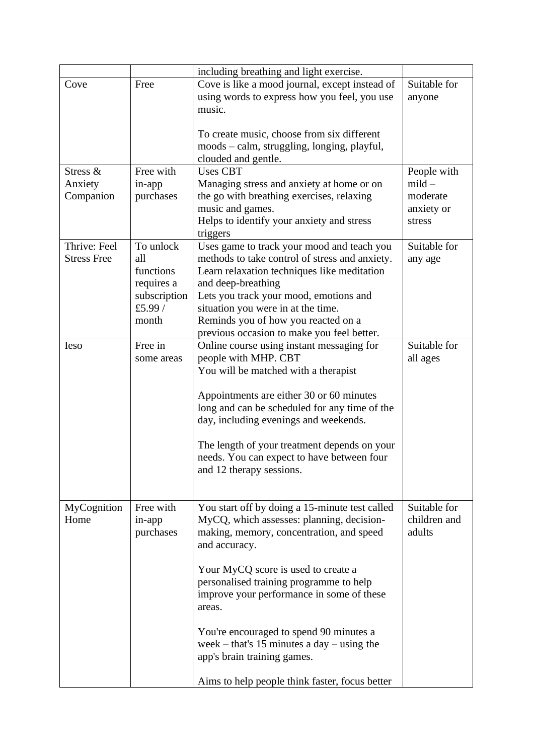| | | | |
|---|---|---|---|
| | | including breathing and light exercise. | |
| Cove | Free | Cove is like a mood journal, except instead of using words to express how you feel, you use music.<br><br>To create music, choose from six different moods – calm, struggling, longing, playful, clouded and gentle. | Suitable for anyone |
| Stress & Anxiety Companion | Free with in-app purchases | Uses CBT<br>Managing stress and anxiety at home or on the go with breathing exercises, relaxing music and games.<br>Helps to identify your anxiety and stress triggers | People with mild – moderate anxiety or stress |
| Thrive: Feel Stress Free | To unlock all functions requires a subscription £5.99 / month | Uses game to track your mood and teach you methods to take control of stress and anxiety.<br>Learn relaxation techniques like meditation and deep-breathing<br>Lets you track your mood, emotions and situation you were in at the time.<br>Reminds you of how you reacted on a previous occasion to make you feel better. | Suitable for any age |
| Ieso | Free in some areas | Online course using instant messaging for people with MHP. CBT<br>You will be matched with a therapist<br><br>Appointments are either 30 or 60 minutes long and can be scheduled for any time of the day, including evenings and weekends.<br><br>The length of your treatment depends on your needs. You can expect to have between four and 12 therapy sessions. | Suitable for all ages |
| MyCognition Home | Free with in-app purchases | You start off by doing a 15-minute test called MyCQ, which assesses: planning, decision-making, memory, concentration, and speed and accuracy.<br><br>Your MyCQ score is used to create a personalised training programme to help improve your performance in some of these areas.<br><br>You're encouraged to spend 90 minutes a week – that's 15 minutes a day – using the app's brain training games.<br><br>Aims to help people think faster, focus better | Suitable for children and adults |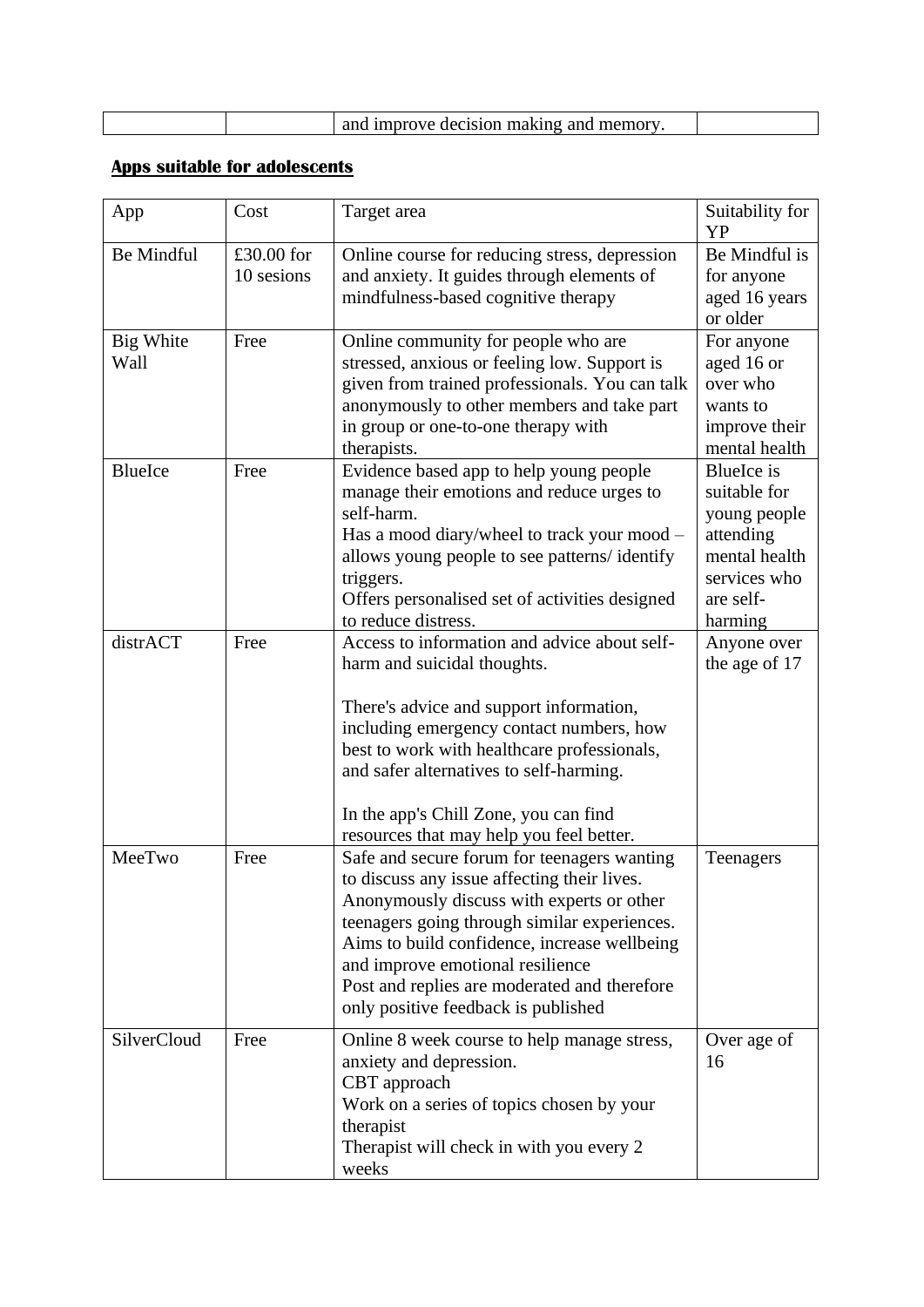| | | and improve decision making and memory. | |
|---|---|---|---|

## Apps suitable for adolescents

| App | Cost | Target area | Suitability for YP |
|---|---|---|---|
| Be Mindful | £30.00 for 10 sesions | Online course for reducing stress, depression and anxiety. It guides through elements of mindfulness-based cognitive therapy | Be Mindful is for anyone aged 16 years or older |
| Big White Wall | Free | Online community for people who are stressed, anxious or feeling low. Support is given from trained professionals. You can talk anonymously to other members and take part in group or one-to-one therapy with therapists. | For anyone aged 16 or over who wants to improve their mental health |
| BlueIce | Free | Evidence based app to help young people manage their emotions and reduce urges to self-harm.<br>Has a mood diary/wheel to track your mood – allows young people to see patterns/ identify triggers.<br>Offers personalised set of activities designed to reduce distress. | BlueIce is suitable for young people attending mental health services who are self-harming |
| distrACT | Free | Access to information and advice about self-harm and suicidal thoughts.<br><br>There's advice and support information, including emergency contact numbers, how best to work with healthcare professionals, and safer alternatives to self-harming.<br><br>In the app's Chill Zone, you can find resources that may help you feel better. | Anyone over the age of 17 |
| MeeTwo | Free | Safe and secure forum for teenagers wanting to discuss any issue affecting their lives. Anonymously discuss with experts or other teenagers going through similar experiences. Aims to build confidence, increase wellbeing and improve emotional resilience<br>Post and replies are moderated and therefore only positive feedback is published | Teenagers |
| SilverCloud | Free | Online 8 week course to help manage stress, anxiety and depression.<br>CBT approach<br>Work on a series of topics chosen by your therapist<br>Therapist will check in with you every 2 weeks | Over age of 16 |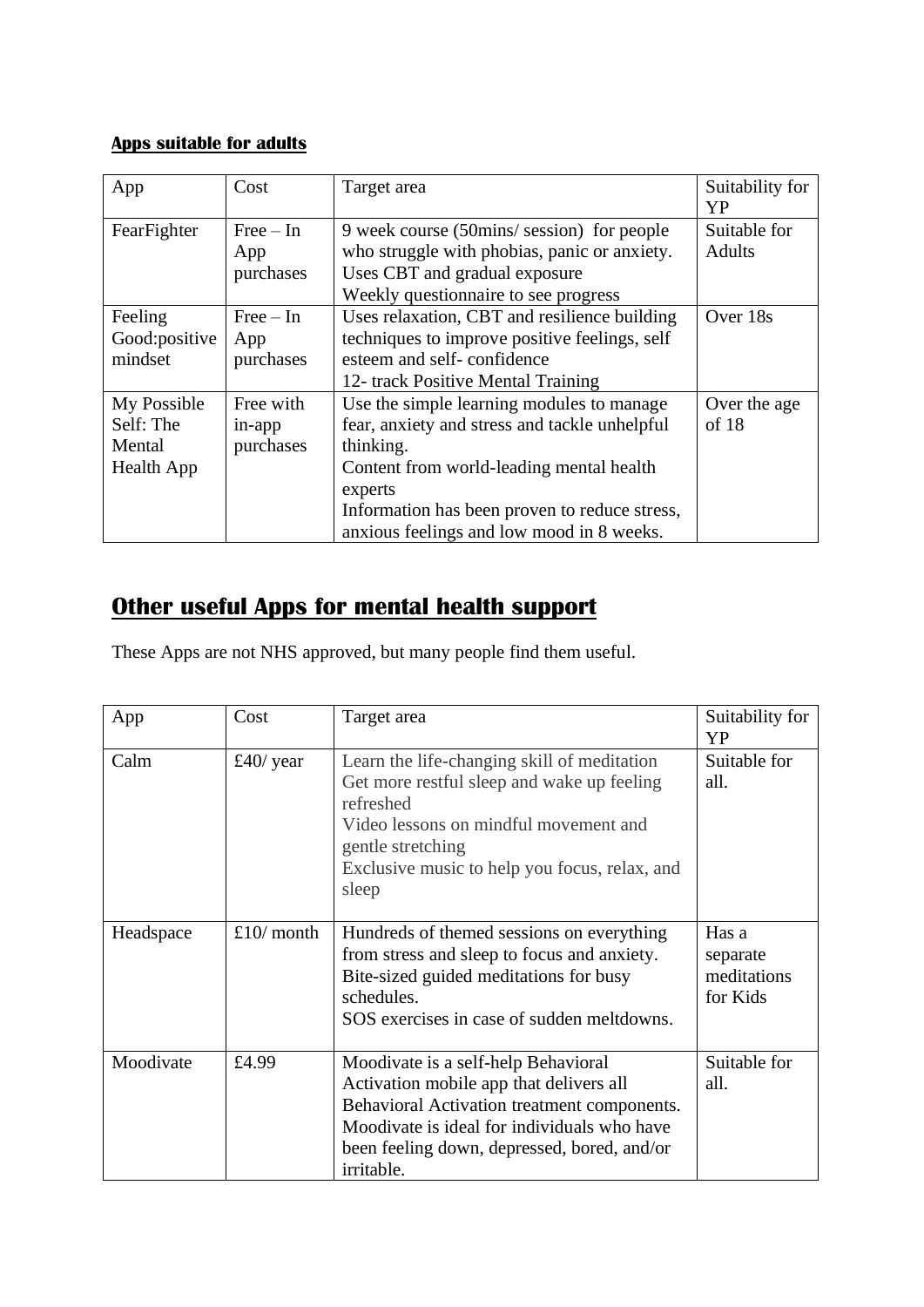**Apps suitable for adults**

| App | Cost | Target area | Suitability for YP |
|---|---|---|---|
| FearFighter | Free – In App purchases | 9 week course (50mins/ session) for people who struggle with phobias, panic or anxiety. Uses CBT and gradual exposure Weekly questionnaire to see progress | Suitable for Adults |
| Feeling Good:positive mindset | Free – In App purchases | Uses relaxation, CBT and resilience building techniques to improve positive feelings, self esteem and self- confidence 12- track Positive Mental Training | Over 18s |
| My Possible Self: The Mental Health App | Free with in-app purchases | Use the simple learning modules to manage fear, anxiety and stress and tackle unhelpful thinking. Content from world-leading mental health experts Information has been proven to reduce stress, anxious feelings and low mood in 8 weeks. | Over the age of 18 |

## Other useful Apps for mental health support

These Apps are not NHS approved, but many people find them useful.

| App | Cost | Target area | Suitability for YP |
|---|---|---|---|
| Calm | £40/ year | Learn the life-changing skill of meditation Get more restful sleep and wake up feeling refreshed Video lessons on mindful movement and gentle stretching Exclusive music to help you focus, relax, and sleep | Suitable for all. |
| Headspace | £10/ month | Hundreds of themed sessions on everything from stress and sleep to focus and anxiety. Bite-sized guided meditations for busy schedules. SOS exercises in case of sudden meltdowns. | Has a separate meditations for Kids |
| Moodivate | £4.99 | Moodivate is a self-help Behavioral Activation mobile app that delivers all Behavioral Activation treatment components. Moodivate is ideal for individuals who have been feeling down, depressed, bored, and/or irritable. | Suitable for all. |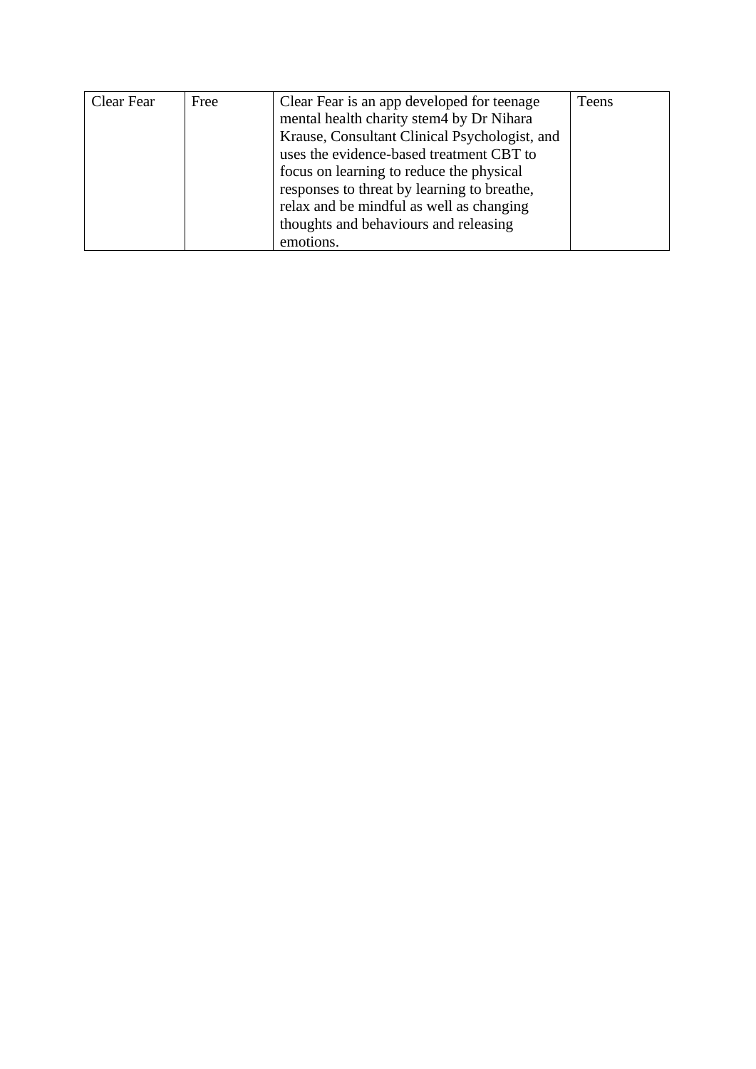| | | | |
|---|---|---|---|
| Clear Fear | Free | Clear Fear is an app developed for teenage mental health charity stem4 by Dr Nihara Krause, Consultant Clinical Psychologist, and uses the evidence-based treatment CBT to focus on learning to reduce the physical responses to threat by learning to breathe, relax and be mindful as well as changing thoughts and behaviours and releasing emotions. | Teens |